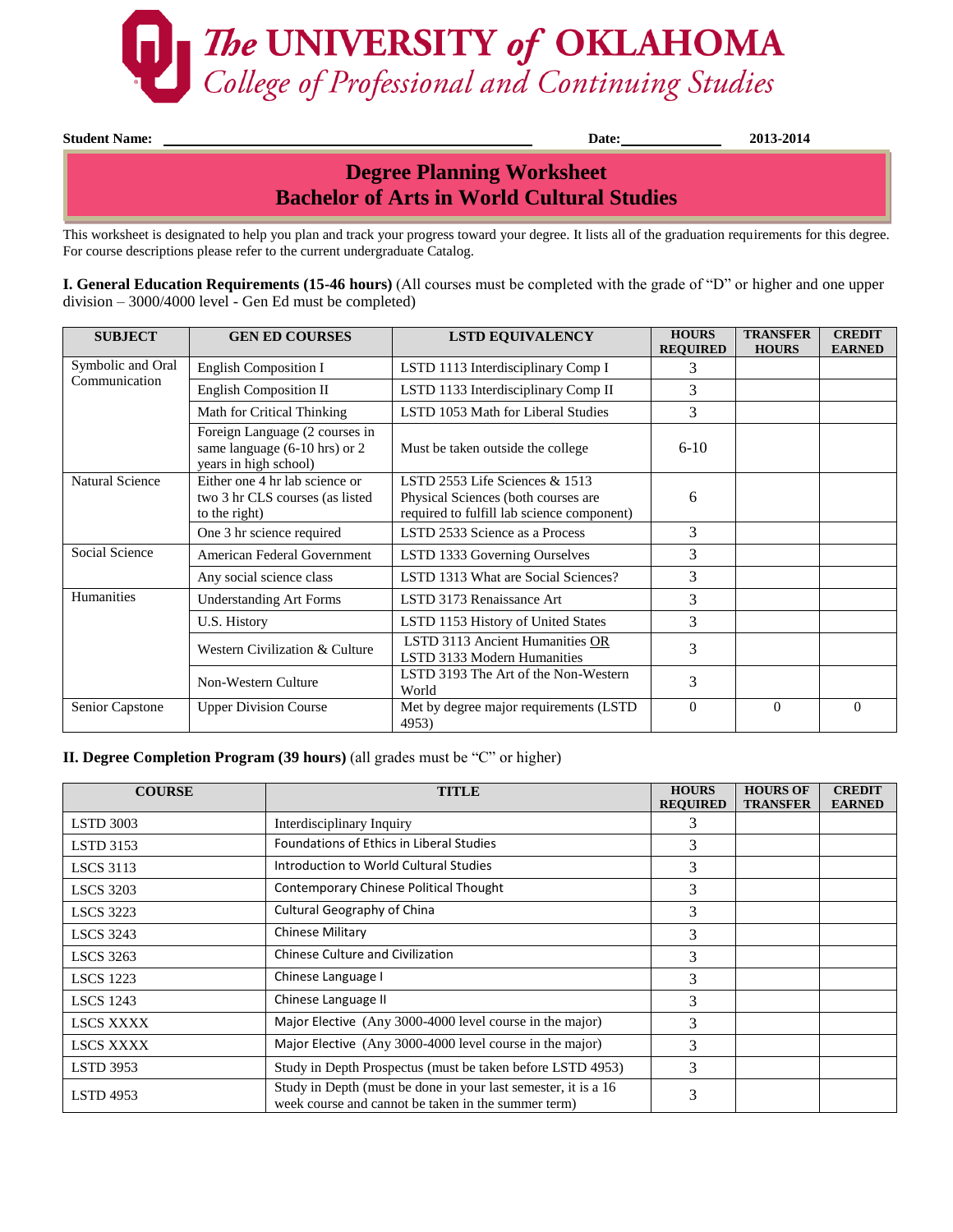# The UNIVERSITY of OKLAHOMA
## College of Professional and Continuing Studies

**Student Name:** ______________________________ **Date:**____________ **2013-2014**

## Degree Planning Worksheet
## Bachelor of Arts in World Cultural Studies

This worksheet is designated to help you plan and track your progress toward your degree. It lists all of the graduation requirements for this degree. For course descriptions please refer to the current undergraduate Catalog.

**I. General Education Requirements (15-46 hours)** (All courses must be completed with the grade of "D" or higher and one upper division – 3000/4000 level - Gen Ed must be completed)

| SUBJECT | GEN ED COURSES | LSTD EQUIVALENCY | HOURS REQUIRED | TRANSFER HOURS | CREDIT EARNED |
|---|---|---|---|---|---|
| Symbolic and Oral Communication | English Composition I | LSTD 1113 Interdisciplinary Comp I | 3 | | |
| | English Composition II | LSTD 1133 Interdisciplinary Comp II | 3 | | |
| | Math for Critical Thinking | LSTD 1053 Math for Liberal Studies | 3 | | |
| | Foreign Language (2 courses in same language (6-10 hrs) or 2 years in high school) | Must be taken outside the college | 6-10 | | |
| Natural Science | Either one 4 hr lab science or two 3 hr CLS courses (as listed to the right) | LSTD 2553 Life Sciences & 1513 Physical Sciences (both courses are required to fulfill lab science component) | 6 | | |
| | One 3 hr science required | LSTD 2533 Science as a Process | 3 | | |
| Social Science | American Federal Government | LSTD 1333 Governing Ourselves | 3 | | |
| | Any social science class | LSTD 1313 What are Social Sciences? | 3 | | |
| Humanities | Understanding Art Forms | LSTD 3173 Renaissance Art | 3 | | |
| | U.S. History | LSTD 1153 History of United States | 3 | | |
| | Western Civilization & Culture | LSTD 3113 Ancient Humanities OR LSTD 3133 Modern Humanities | 3 | | |
| | Non-Western Culture | LSTD 3193 The Art of the Non-Western World | 3 | | |
| Senior Capstone | Upper Division Course | Met by degree major requirements (LSTD 4953) | 0 | 0 | 0 |

**II. Degree Completion Program (39 hours)** (all grades must be "C" or higher)

| COURSE | TITLE | HOURS REQUIRED | HOURS OF TRANSFER | CREDIT EARNED |
|---|---|---|---|---|
| LSTD 3003 | Interdisciplinary Inquiry | 3 | | |
| LSTD 3153 | Foundations of Ethics in Liberal Studies | 3 | | |
| LSCS 3113 | Introduction to World Cultural Studies | 3 | | |
| LSCS 3203 | Contemporary Chinese Political Thought | 3 | | |
| LSCS 3223 | Cultural Geography of China | 3 | | |
| LSCS 3243 | Chinese Military | 3 | | |
| LSCS 3263 | Chinese Culture and Civilization | 3 | | |
| LSCS 1223 | Chinese Language I | 3 | | |
| LSCS 1243 | Chinese Language II | 3 | | |
| LSCS XXXX | Major Elective (Any 3000-4000 level course in the major) | 3 | | |
| LSCS XXXX | Major Elective (Any 3000-4000 level course in the major) | 3 | | |
| LSTD 3953 | Study in Depth Prospectus (must be taken before LSTD 4953) | 3 | | |
| LSTD 4953 | Study in Depth (must be done in your last semester, it is a 16 week course and cannot be taken in the summer term) | 3 | | |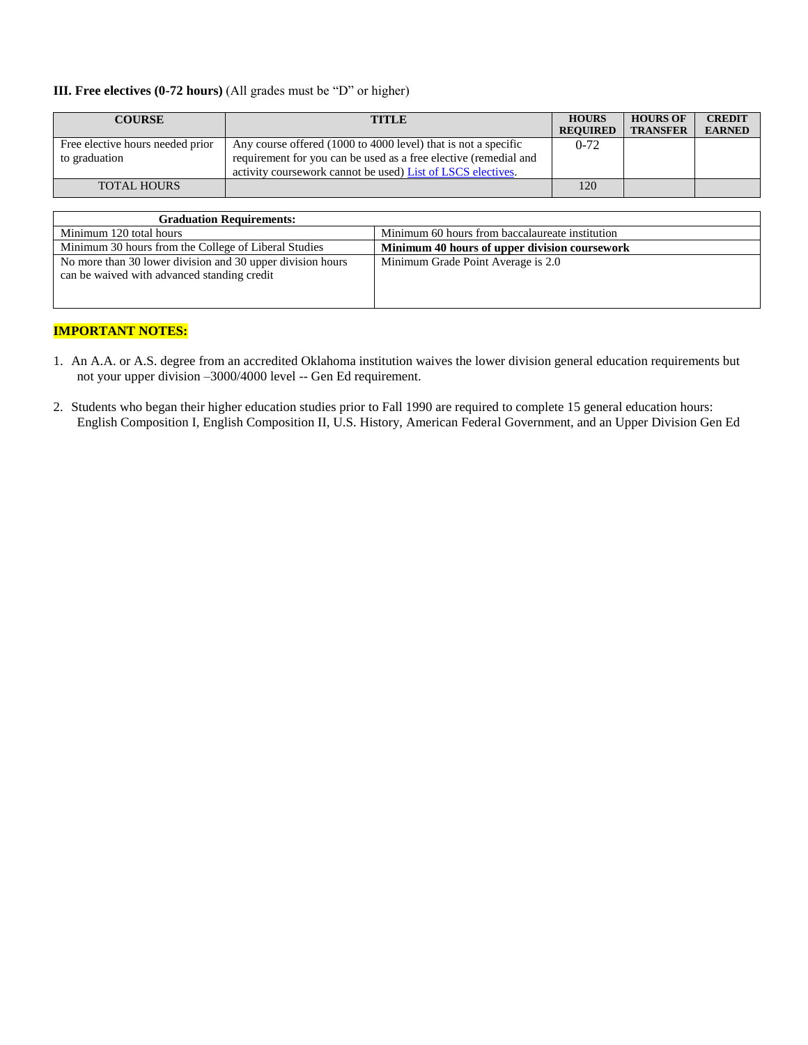**III. Free electives (0-72 hours)** (All grades must be "D" or higher)

| COURSE | TITLE | HOURS REQUIRED | HOURS OF TRANSFER | CREDIT EARNED |
|---|---|---|---|---|
| Free elective hours needed prior to graduation | Any course offered (1000 to 4000 level) that is not a specific requirement for you can be used as a free elective (remedial and activity coursework cannot be used) List of LSCS electives. | 0-72 | | |
| TOTAL HOURS | | 120 | | |

| Graduation Requirements: | |
|---|---|
| Minimum 120 total hours | Minimum 60 hours from baccalaureate institution |
| Minimum 30 hours from the College of Liberal Studies | **Minimum 40 hours of upper division coursework** |
| No more than 30 lower division and 30 upper division hours can be waived with advanced standing credit | Minimum Grade Point Average is 2.0 |

**IMPORTANT NOTES:**

1. An A.A. or A.S. degree from an accredited Oklahoma institution waives the lower division general education requirements but not your upper division –3000/4000 level -- Gen Ed requirement.

2. Students who began their higher education studies prior to Fall 1990 are required to complete 15 general education hours: English Composition I, English Composition II, U.S. History, American Federal Government, and an Upper Division Gen Ed